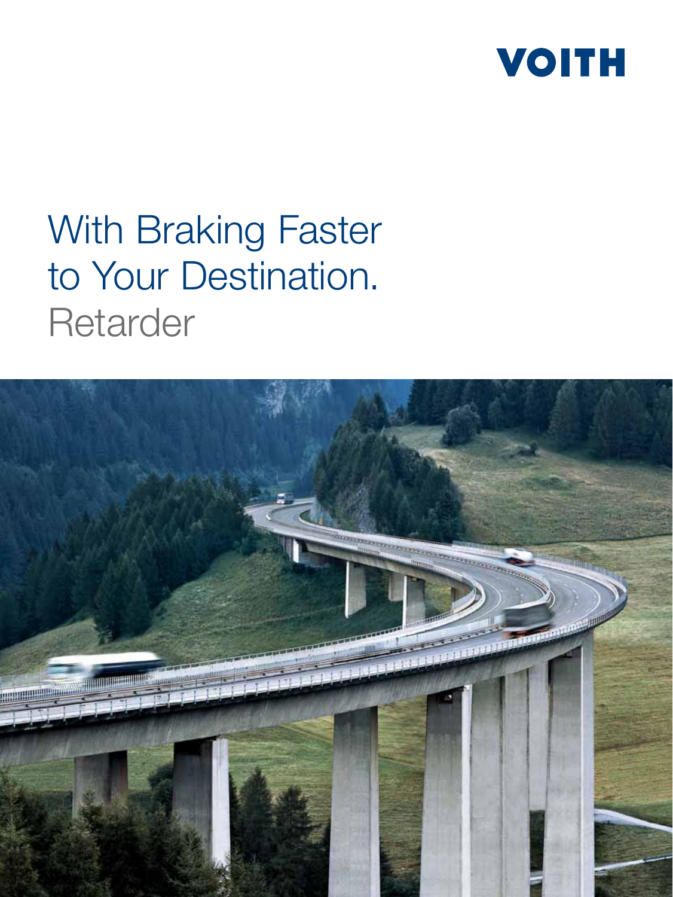VOITH

# With Braking Faster to Your Destination.

## Retarder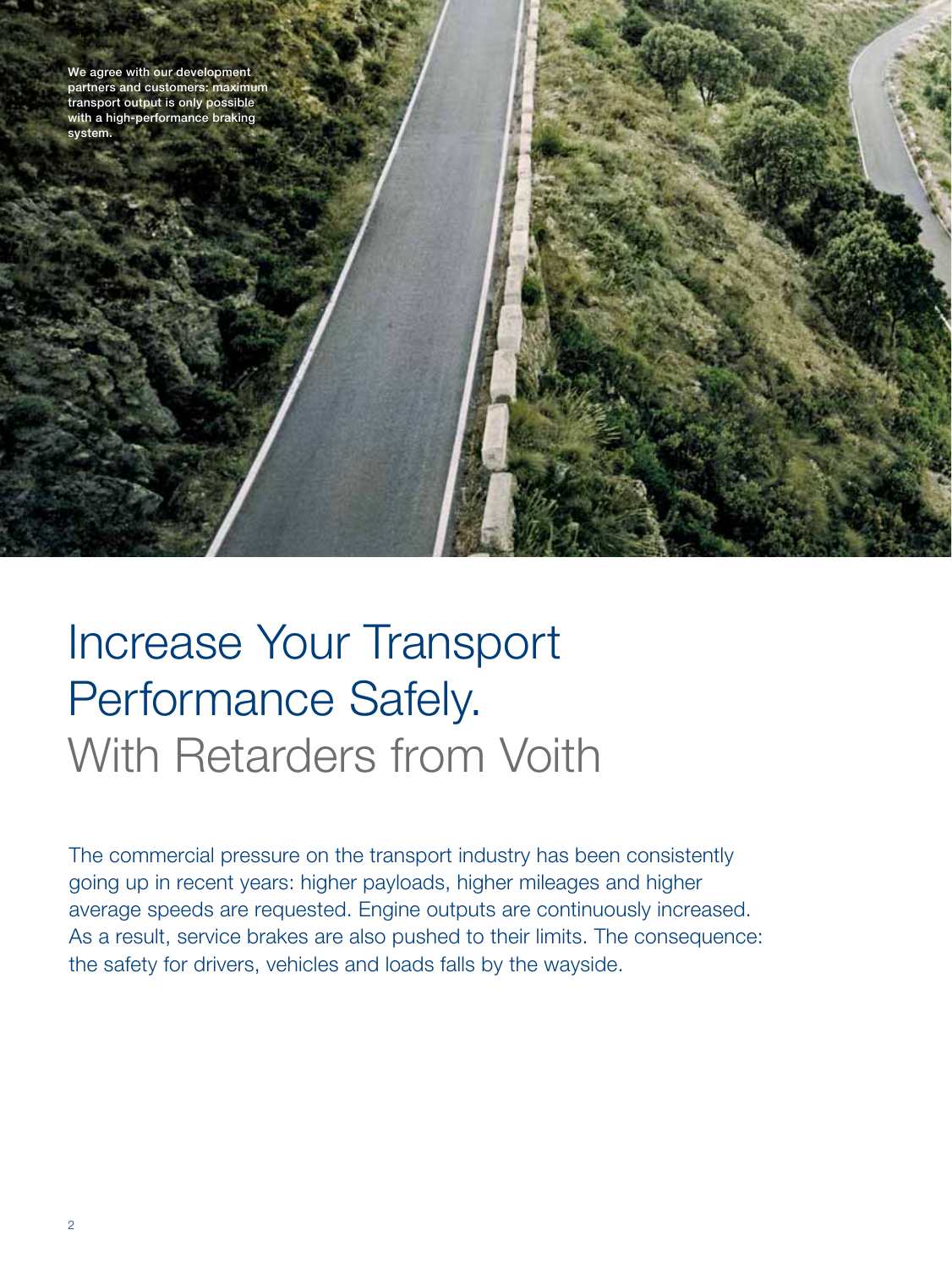**We agree with our development partners and customers: maximum transport output is only possible with a high-performance braking system.**

# Increase Your Transport Performance Safely.

## With Retarders from Voith

The commercial pressure on the transport industry has been consistently going up in recent years: higher payloads, higher mileages and higher average speeds are requested. Engine outputs are continuously increased. As a result, service brakes are also pushed to their limits. The consequence: the safety for drivers, vehicles and loads falls by the wayside.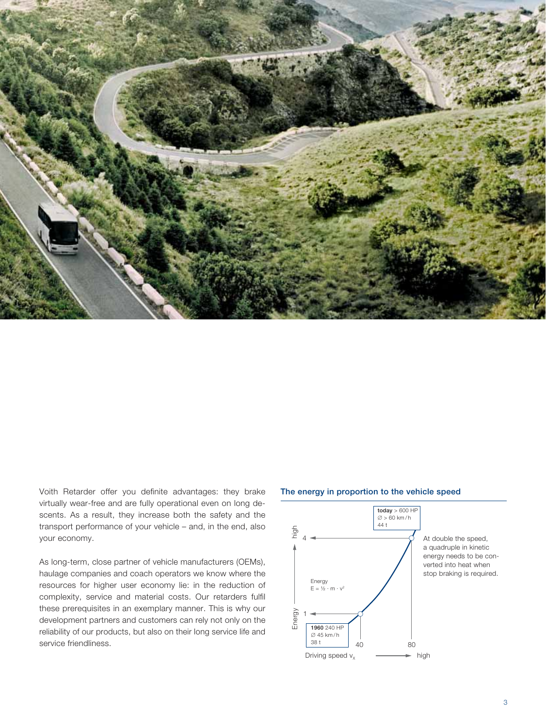Voith Retarder offer you definite advantages: they brake virtually wear-free and are fully operational even on long descents. As a result, they increase both the safety and the transport performance of your vehicle – and, in the end, also your economy.

As long-term, close partner of vehicle manufacturers (OEMs), haulage companies and coach operators we know where the resources for higher user economy lie: in the reduction of complexity, service and material costs. Our retarders fulfil these prerequisites in an exemplary manner. This is why our development partners and customers can rely not only on the reliability of our products, but also on their long service life and service friendliness.

### The energy in proportion to the vehicle speed

**today** > 600 HP
∅ > 60 km/h
44 t

At double the speed, a quadruple in kinetic energy needs to be converted into heat when stop braking is required.

Energy
$E = ½ \cdot m \cdot v^2$

**1960** 240 HP
∅ 45 km/h
38 t

Energy – high: 1, 4

Driving speed $v_x$ – high: 40, 80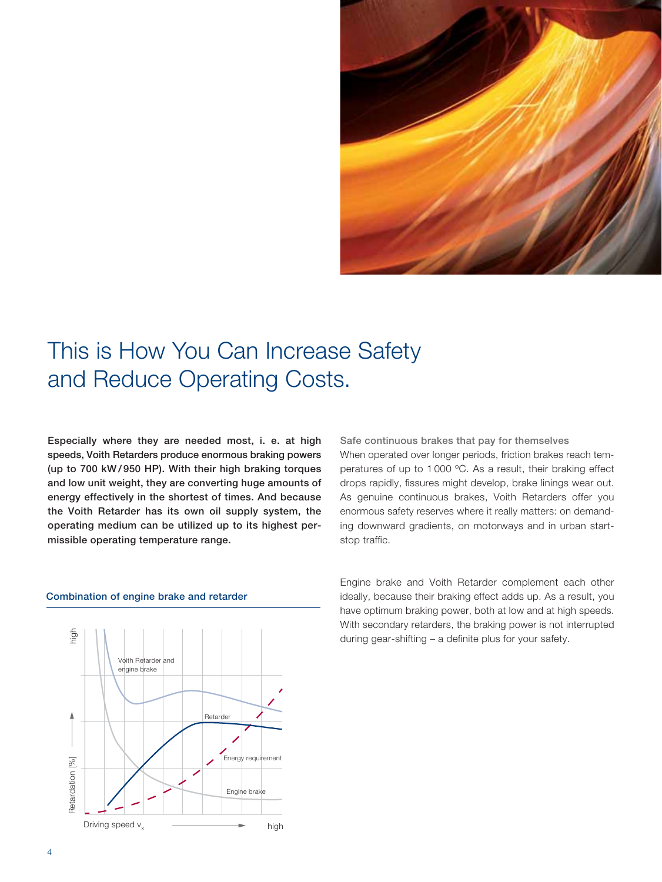# This is How You Can Increase Safety and Reduce Operating Costs.

**Especially where they are needed most, i. e. at high speeds, Voith Retarders produce enormous braking powers (up to 700 kW / 950 HP). With their high braking torques and low unit weight, they are converting huge amounts of energy effectively in the shortest of times. And because the Voith Retarder has its own oil supply system, the operating medium can be utilized up to its highest permissible operating temperature range.**

### Combination of engine brake and retarder

Retardation [%] — high

Voith Retarder and engine brake

Retarder

Energy requirement

Engine brake

Driving speed $v_x$ — high

### Safe continuous brakes that pay for themselves

When operated over longer periods, friction brakes reach temperatures of up to 1 000 °C. As a result, their braking effect drops rapidly, fissures might develop, brake linings wear out. As genuine continuous brakes, Voith Retarders offer you enormous safety reserves where it really matters: on demanding downward gradients, on motorways and in urban start-stop traffic.

Engine brake and Voith Retarder complement each other ideally, because their braking effect adds up. As a result, you have optimum braking power, both at low and at high speeds. With secondary retarders, the braking power is not interrupted during gear-shifting – a definite plus for your safety.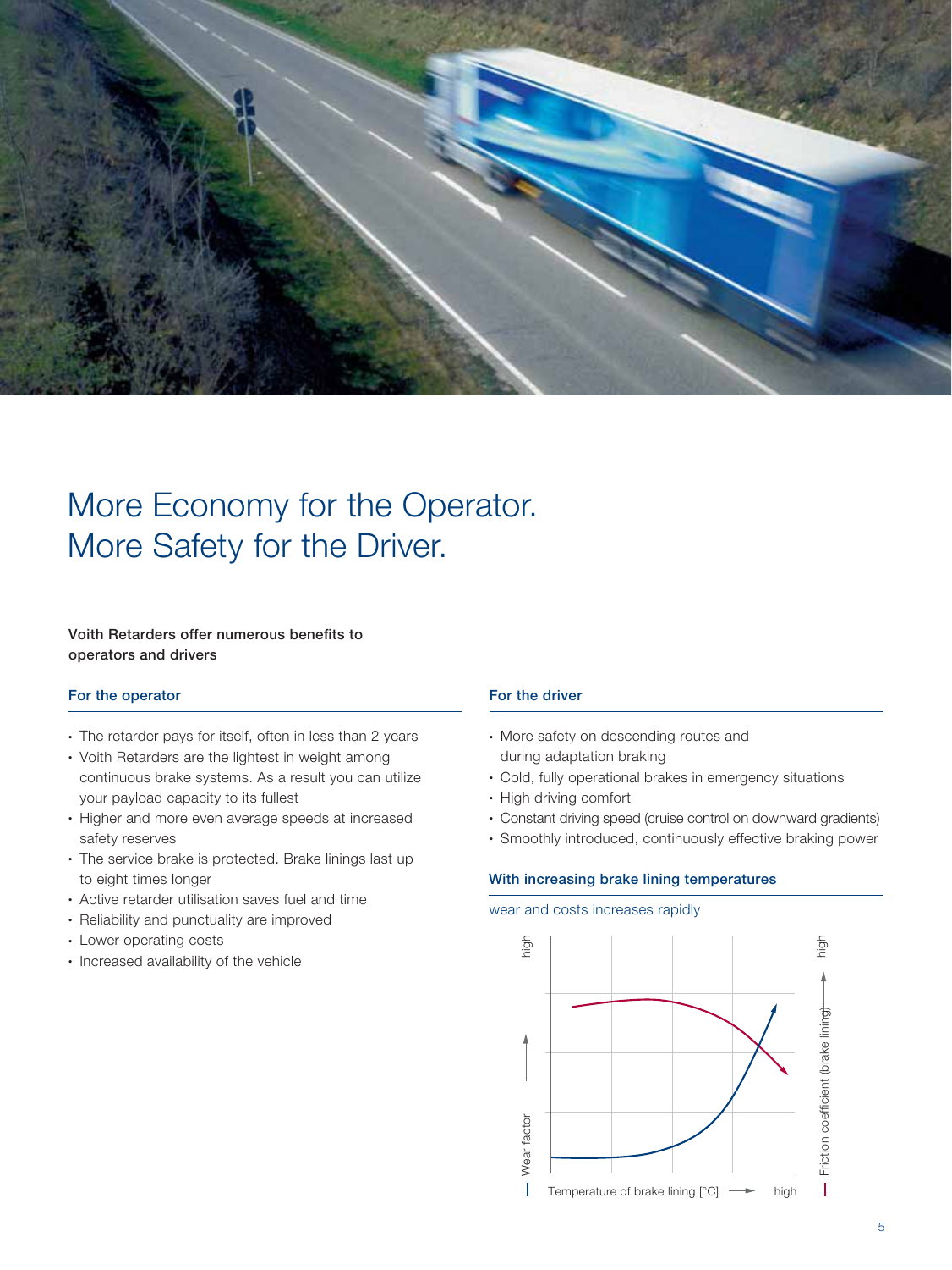# More Economy for the Operator. More Safety for the Driver.

**Voith Retarders offer numerous benefits to operators and drivers**

### For the operator

- The retarder pays for itself, often in less than 2 years
- Voith Retarders are the lightest in weight among continuous brake systems. As a result you can utilize your payload capacity to its fullest
- Higher and more even average speeds at increased safety reserves
- The service brake is protected. Brake linings last up to eight times longer
- Active retarder utilisation saves fuel and time
- Reliability and punctuality are improved
- Lower operating costs
- Increased availability of the vehicle

### For the driver

- More safety on descending routes and during adaptation braking
- Cold, fully operational brakes in emergency situations
- High driving comfort
- Constant driving speed (cruise control on downward gradients)
- Smoothly introduced, continuously effective braking power

### With increasing brake lining temperatures

wear and costs increases rapidly

Wear factor — high

Friction coefficient (brake lining) — high

Temperature of brake lining [°C] — high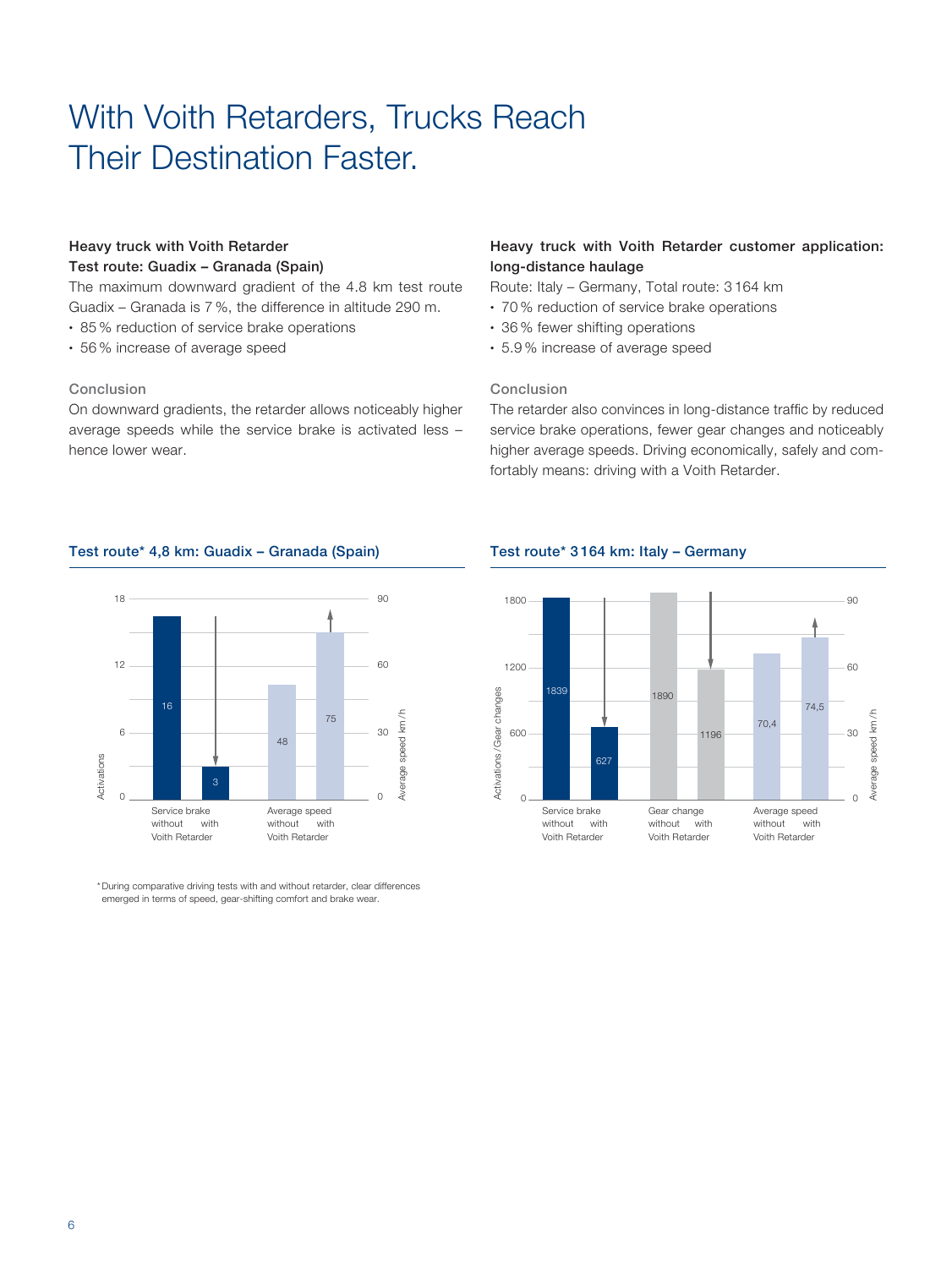# With Voith Retarders, Trucks Reach Their Destination Faster.

**Heavy truck with Voith Retarder**
**Test route: Guadix – Granada (Spain)**

The maximum downward gradient of the 4.8 km test route Guadix – Granada is 7 %, the difference in altitude 290 m.

- 85 % reduction of service brake operations
- 56 % increase of average speed

### Conclusion

On downward gradients, the retarder allows noticeably higher average speeds while the service brake is activated less – hence lower wear.

**Heavy truck with Voith Retarder customer application: long-distance haulage**

Route: Italy – Germany, Total route: 3 164 km

- 70 % reduction of service brake operations
- 36 % fewer shifting operations
- 5.9 % increase of average speed

### Conclusion

The retarder also convinces in long-distance traffic by reduced service brake operations, fewer gear changes and noticeably higher average speeds. Driving economically, safely and comfortably means: driving with a Voith Retarder.

### Test route* 4,8 km: Guadix – Granada (Spain)

| | Without Voith Retarder | With Voith Retarder |
|---|---|---|
| Service brake (Activations) | 16 | 3 |
| Average speed (km/h) | 48 | 75 |

### Test route* 3164 km: Italy – Germany

| | Without Voith Retarder | With Voith Retarder |
|---|---|---|
| Service brake (Activations) | 1839 | 627 |
| Gear change | 1890 | 1196 |
| Average speed (km/h) | 70,4 | 74,5 |

*During comparative driving tests with and without retarder, clear differences emerged in terms of speed, gear-shifting comfort and brake wear.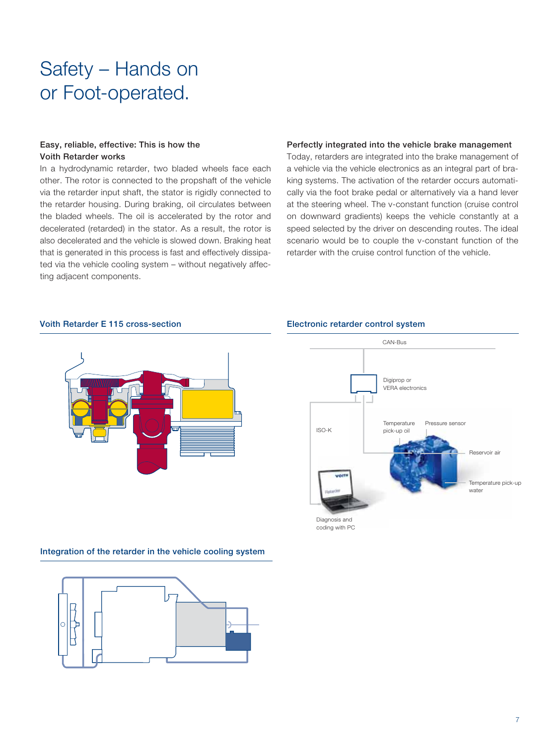# Safety – Hands on or Foot-operated.

**Easy, reliable, effective: This is how the Voith Retarder works**

In a hydrodynamic retarder, two bladed wheels face each other. The rotor is connected to the propshaft of the vehicle via the retarder input shaft, the stator is rigidly connected to the retarder housing. During braking, oil circulates between the bladed wheels. The oil is accelerated by the rotor and decelerated (retarded) in the stator. As a result, the rotor is also decelerated and the vehicle is slowed down. Braking heat that is generated in this process is fast and effectively dissipated via the vehicle cooling system – without negatively affecting adjacent components.

**Perfectly integrated into the vehicle brake management**

Today, retarders are integrated into the brake management of a vehicle via the vehicle electronics as an integral part of braking systems. The activation of the retarder occurs automatically via the foot brake pedal or alternatively via a hand lever at the steering wheel. The v-constant function (cruise control on downward gradients) keeps the vehicle constantly at a speed selected by the driver on descending routes. The ideal scenario would be to couple the v-constant function of the retarder with the cruise control function of the vehicle.

### Voith Retarder E 115 cross-section

### Electronic retarder control system

CAN-Bus

Digiprop or VERA electronics

ISO-K

Temperature pick-up oil

Pressure sensor

Reservoir air

Temperature pick-up water

Diagnosis and coding with PC

### Integration of the retarder in the vehicle cooling system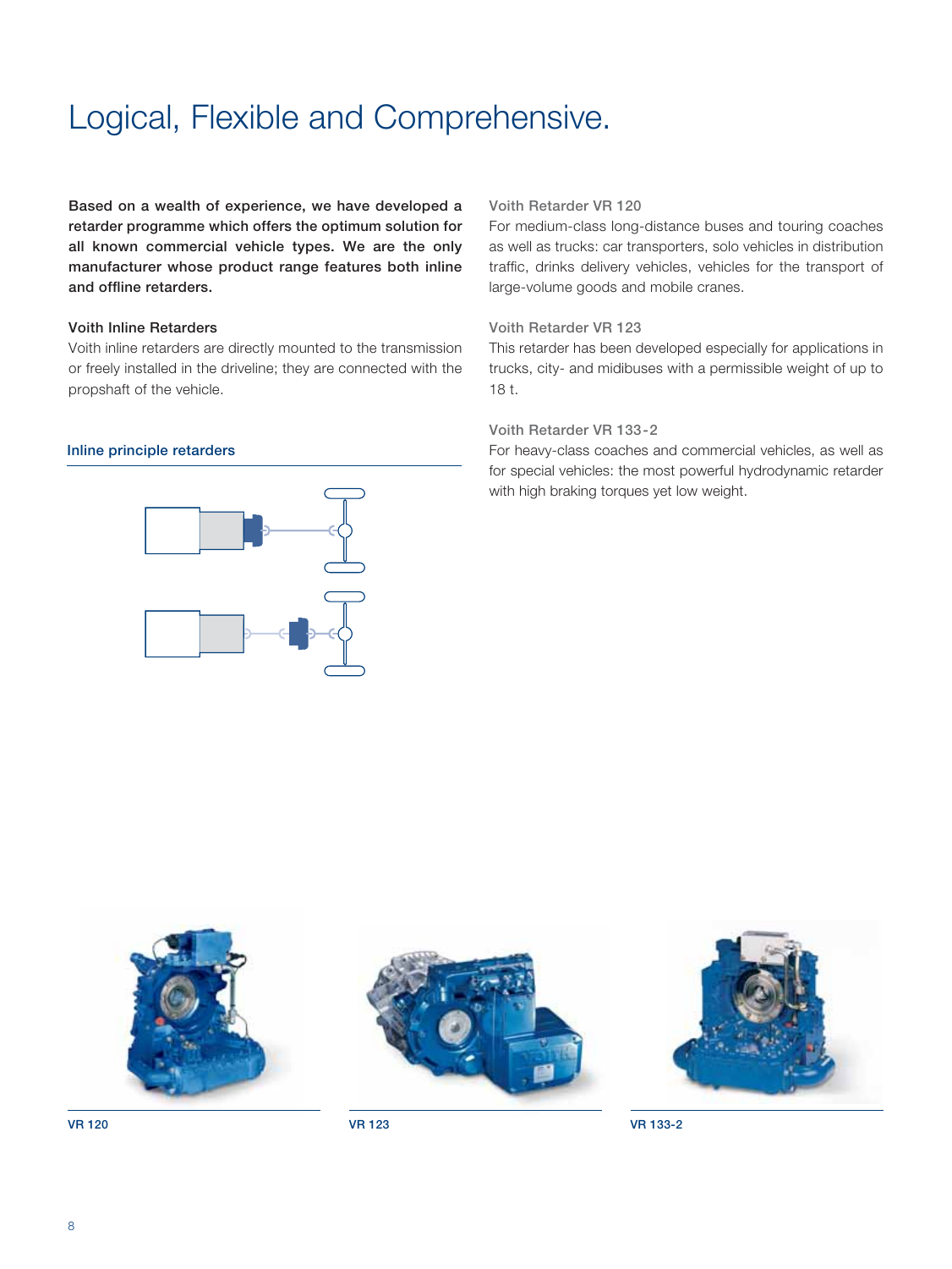# Logical, Flexible and Comprehensive.

**Based on a wealth of experience, we have developed a retarder programme which offers the optimum solution for all known commercial vehicle types. We are the only manufacturer whose product range features both inline and offline retarders.**

### Voith Inline Retarders

Voith inline retarders are directly mounted to the transmission or freely installed in the driveline; they are connected with the propshaft of the vehicle.

**Inline principle retarders**

### Voith Retarder VR 120

For medium-class long-distance buses and touring coaches as well as trucks: car transporters, solo vehicles in distribution traffic, drinks delivery vehicles, vehicles for the transport of large-volume goods and mobile cranes.

### Voith Retarder VR 123

This retarder has been developed especially for applications in trucks, city- and midibuses with a permissible weight of up to 18 t.

### Voith Retarder VR 133-2

For heavy-class coaches and commercial vehicles, as well as for special vehicles: the most powerful hydrodynamic retarder with high braking torques yet low weight.

VR 120

VR 123

VR 133-2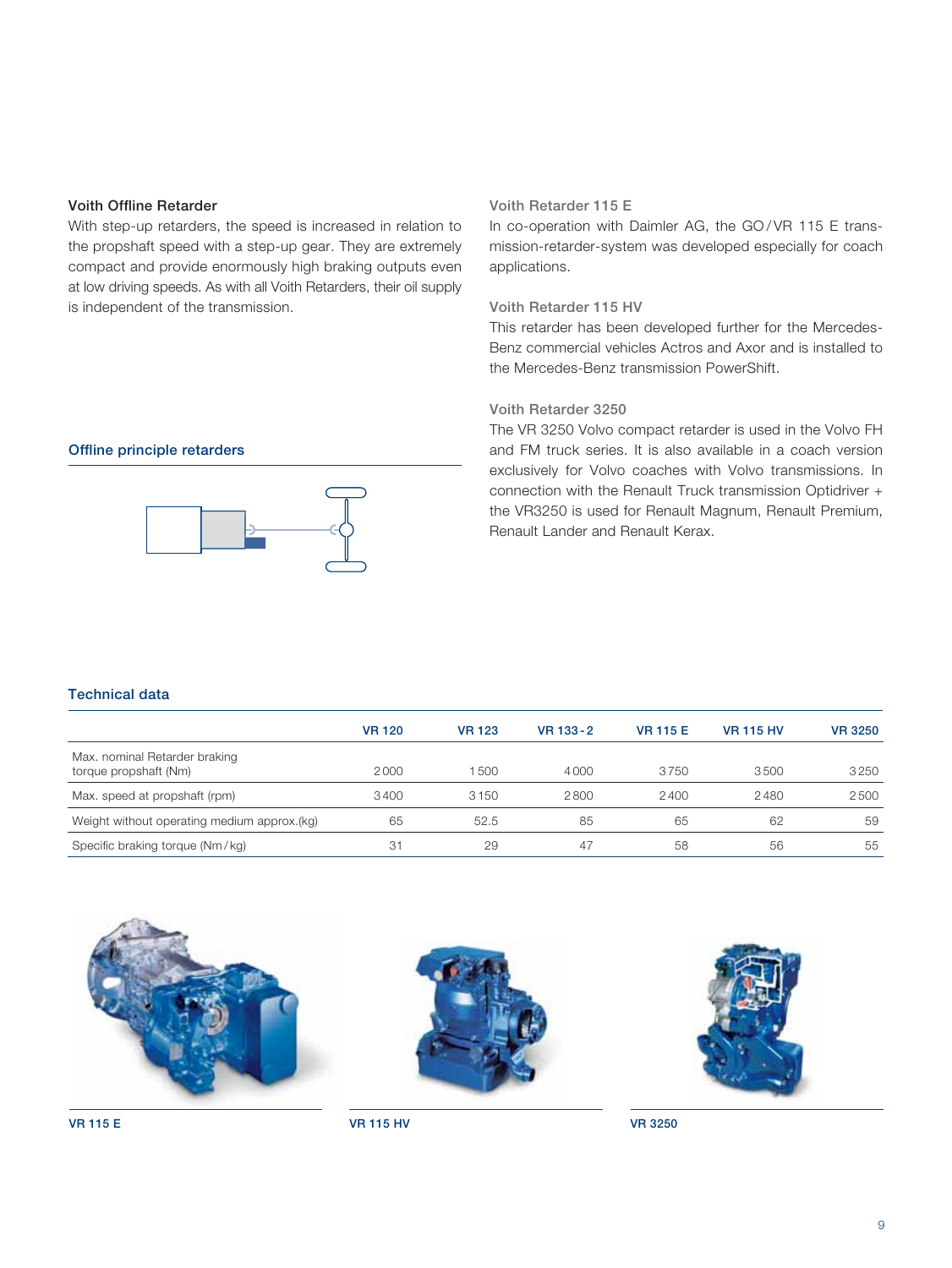### Voith Offline Retarder

With step-up retarders, the speed is increased in relation to the propshaft speed with a step-up gear. They are extremely compact and provide enormously high braking outputs even at low driving speeds. As with all Voith Retarders, their oil supply is independent of the transmission.

### Voith Retarder 115 E

In co-operation with Daimler AG, the GO/VR 115 E transmission-retarder-system was developed especially for coach applications.

### Voith Retarder 115 HV

This retarder has been developed further for the Mercedes-Benz commercial vehicles Actros and Axor and is installed to the Mercedes-Benz transmission PowerShift.

### Voith Retarder 3250

The VR 3250 Volvo compact retarder is used in the Volvo FH and FM truck series. It is also available in a coach version exclusively for Volvo coaches with Volvo transmissions. In connection with the Renault Truck transmission Optidriver + the VR3250 is used for Renault Magnum, Renault Premium, Renault Lander and Renault Kerax.

### Offline principle retarders

### Technical data

| | VR 120 | VR 123 | VR 133-2 | VR 115 E | VR 115 HV | VR 3250 |
|---|---|---|---|---|---|---|
| Max. nominal Retarder braking torque propshaft (Nm) | 2000 | 1500 | 4000 | 3750 | 3500 | 3250 |
| Max. speed at propshaft (rpm) | 3400 | 3150 | 2800 | 2400 | 2480 | 2500 |
| Weight without operating medium approx.(kg) | 65 | 52.5 | 85 | 65 | 62 | 59 |
| Specific braking torque (Nm/kg) | 31 | 29 | 47 | 58 | 56 | 55 |

VR 115 E

VR 115 HV

VR 3250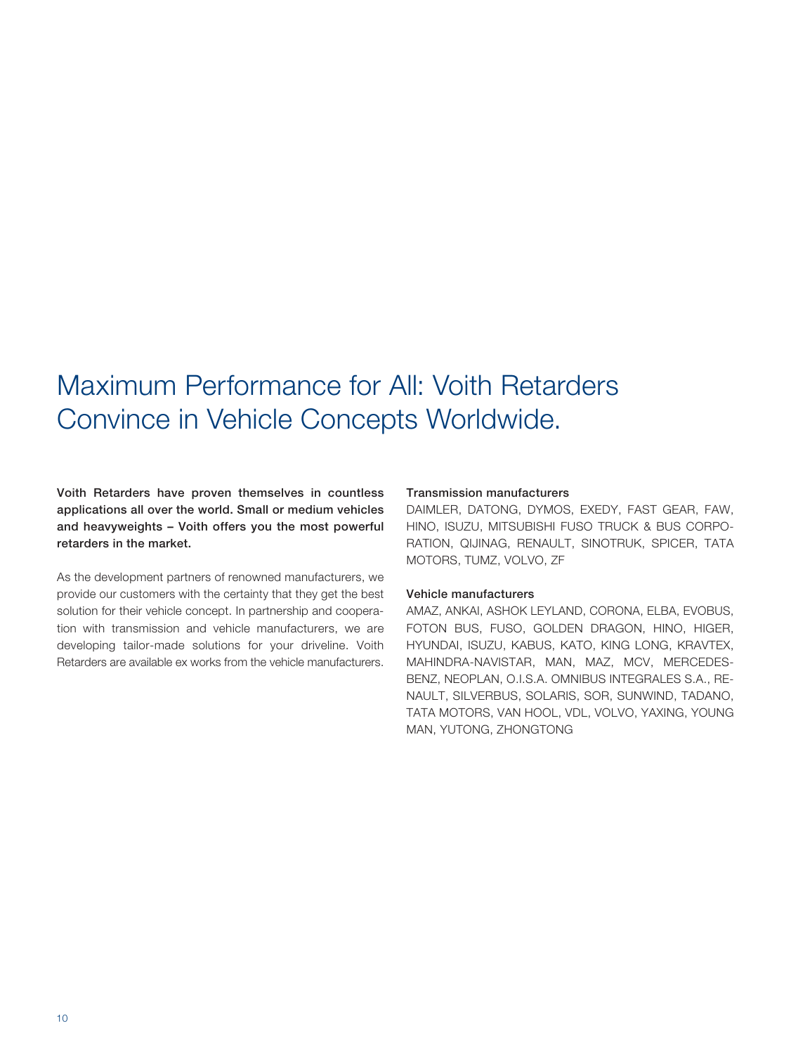# Maximum Performance for All: Voith Retarders Convince in Vehicle Concepts Worldwide.

**Voith Retarders have proven themselves in countless applications all over the world. Small or medium vehicles and heavyweights – Voith offers you the most powerful retarders in the market.**

As the development partners of renowned manufacturers, we provide our customers with the certainty that they get the best solution for their vehicle concept. In partnership and cooperation with transmission and vehicle manufacturers, we are developing tailor-made solutions for your driveline. Voith Retarders are available ex works from the vehicle manufacturers.

### Transmission manufacturers

DAIMLER, DATONG, DYMOS, EXEDY, FAST GEAR, FAW, HINO, ISUZU, MITSUBISHI FUSO TRUCK & BUS CORPORATION, QIJINAG, RENAULT, SINOTRUK, SPICER, TATA MOTORS, TUMZ, VOLVO, ZF

### Vehicle manufacturers

AMAZ, ANKAI, ASHOK LEYLAND, CORONA, ELBA, EVOBUS, FOTON BUS, FUSO, GOLDEN DRAGON, HINO, HIGER, HYUNDAI, ISUZU, KABUS, KATO, KING LONG, KRAVTEX, MAHINDRA-NAVISTAR, MAN, MAZ, MCV, MERCEDES-BENZ, NEOPLAN, O.I.S.A. OMNIBUS INTEGRALES S.A., RENAULT, SILVERBUS, SOLARIS, SOR, SUNWIND, TADANO, TATA MOTORS, VAN HOOL, VDL, VOLVO, YAXING, YOUNG MAN, YUTONG, ZHONGTONG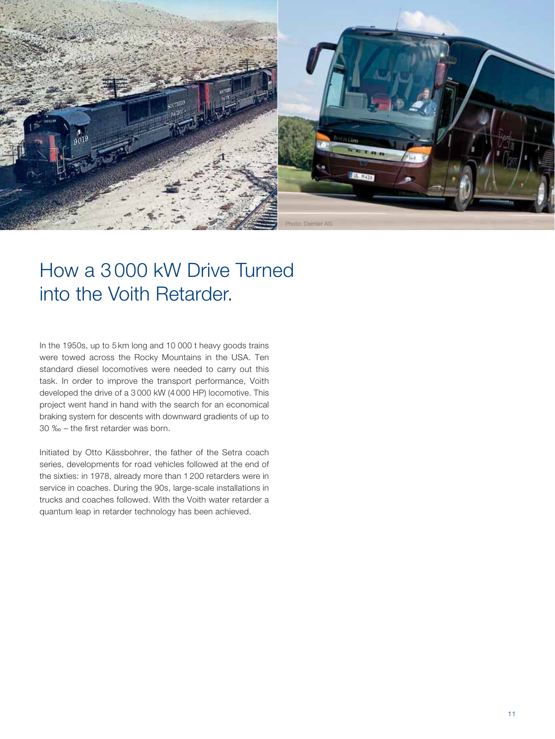Photo: Daimler AG

# How a 3 000 kW Drive Turned into the Voith Retarder.

In the 1950s, up to 5 km long and 10 000 t heavy goods trains were towed across the Rocky Mountains in the USA. Ten standard diesel locomotives were needed to carry out this task. In order to improve the transport performance, Voith developed the drive of a 3 000 kW (4 000 HP) locomotive. This project went hand in hand with the search for an economical braking system for descents with downward gradients of up to 30 ‰ – the first retarder was born.

Initiated by Otto Kässbohrer, the father of the Setra coach series, developments for road vehicles followed at the end of the sixties: in 1978, already more than 1 200 retarders were in service in coaches. During the 90s, large-scale installations in trucks and coaches followed. With the Voith water retarder a quantum leap in retarder technology has been achieved.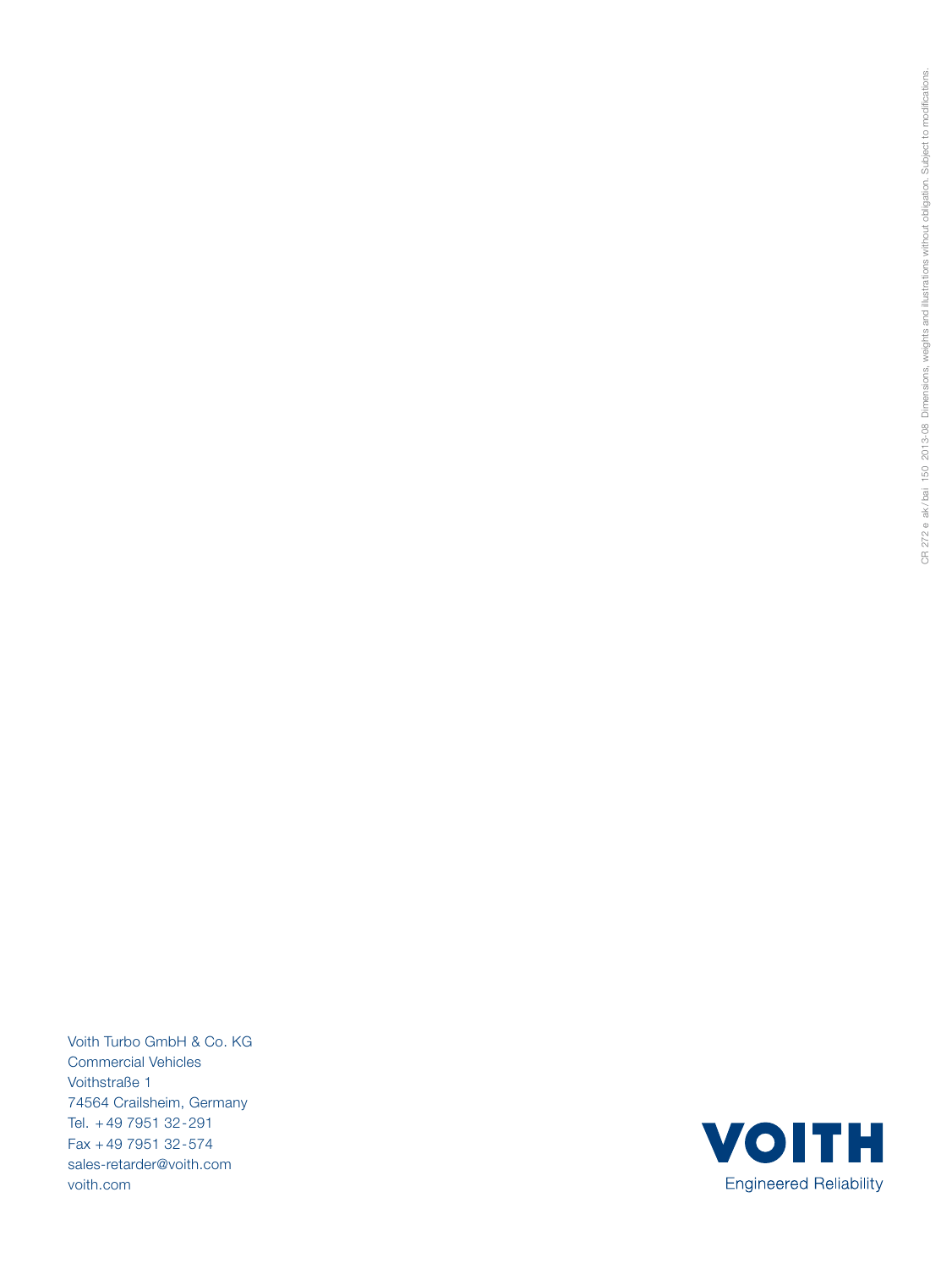CR 272 e ak / bai 150 2013-08 Dimensions, weights and illustrations without obligation. Subject to modifications.

Voith Turbo GmbH & Co. KG
Commercial Vehicles
Voithstraße 1
74564 Crailsheim, Germany
Tel. + 49 7951 32 - 291
Fax + 49 7951 32 - 574
sales-retarder@voith.com
voith.com

VOITH
Engineered Reliability